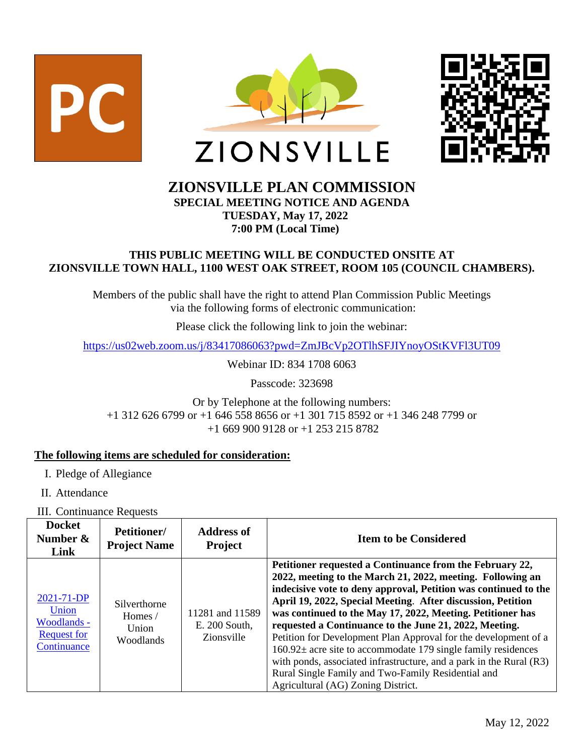# ZIONSVILLE PLAN COMMISSION

**SPECIAL MEETING NOTICE AND AGENDA**
**TUESDAY, May 17, 2022**
**7:00 PM (Local Time)**

**THIS PUBLIC MEETING WILL BE CONDUCTED ONSITE AT ZIONSVILLE TOWN HALL, 1100 WEST OAK STREET, ROOM 105 (COUNCIL CHAMBERS).**

Members of the public shall have the right to attend Plan Commission Public Meetings via the following forms of electronic communication:

Please click the following link to join the webinar:

https://us02web.zoom.us/j/83417086063?pwd=ZmJBcVp2OTlhSFJIYnoyOStKVFl3UT09

Webinar ID: 834 1708 6063

Passcode: 323698

Or by Telephone at the following numbers:
+1 312 626 6799 or +1 646 558 8656 or +1 301 715 8592 or +1 346 248 7799 or +1 669 900 9128 or +1 253 215 8782

**The following items are scheduled for consideration:**

I. Pledge of Allegiance

II. Attendance

III. Continuance Requests

| Docket Number & Link | Petitioner/ Project Name | Address of Project | Item to be Considered |
|---|---|---|---|
| 2021-71-DP Union Woodlands - Request for Continuance | Silverthorne Homes / Union Woodlands | 11281 and 11589 E. 200 South, Zionsville | **Petitioner requested a Continuance from the February 22, 2022, meeting to the March 21, 2022, meeting. Following an indecisive vote to deny approval, Petition was continued to the April 19, 2022, Special Meeting. After discussion, Petition was continued to the May 17, 2022, Meeting. Petitioner has requested a Continuance to the June 21, 2022, Meeting.** Petition for Development Plan Approval for the development of a 160.92± acre site to accommodate 179 single family residences with ponds, associated infrastructure, and a park in the Rural (R3) Rural Single Family and Two-Family Residential and Agricultural (AG) Zoning District. |

May 12, 2022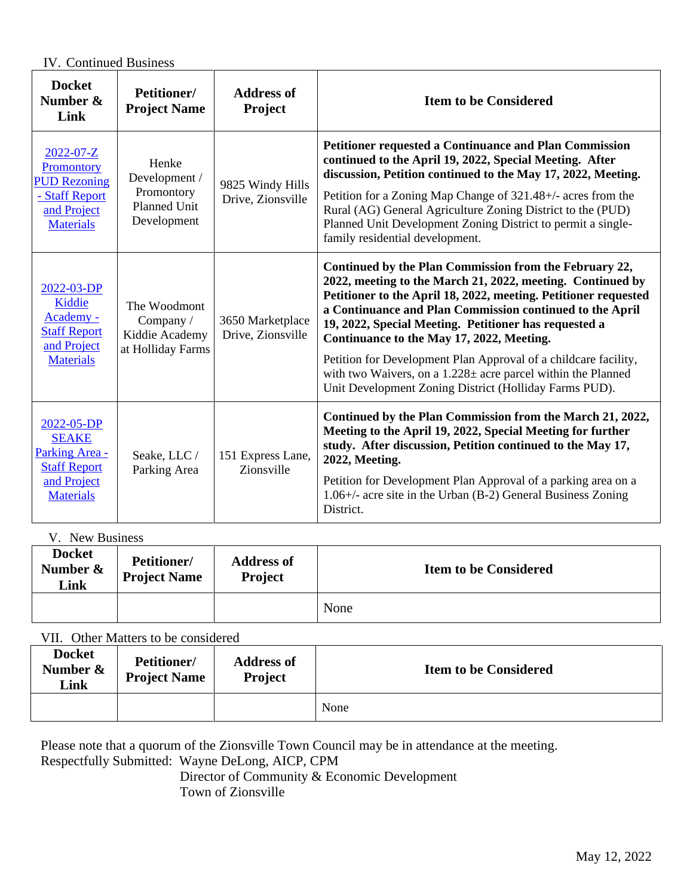IV. Continued Business

| Docket Number & Link | Petitioner/ Project Name | Address of Project | Item to be Considered |
|---|---|---|---|
| 2022-07-Z Promontory PUD Rezoning - Staff Report and Project Materials | Henke Development / Promontory Planned Unit Development | 9825 Windy Hills Drive, Zionsville | **Petitioner requested a Continuance and Plan Commission continued to the April 19, 2022, Special Meeting. After discussion, Petition continued to the May 17, 2022, Meeting.** Petition for a Zoning Map Change of 321.48+/- acres from the Rural (AG) General Agriculture Zoning District to the (PUD) Planned Unit Development Zoning District to permit a single-family residential development. |
| 2022-03-DP Kiddie Academy - Staff Report and Project Materials | The Woodmont Company / Kiddie Academy at Holliday Farms | 3650 Marketplace Drive, Zionsville | **Continued by the Plan Commission from the February 22, 2022, meeting to the March 21, 2022, meeting. Continued by Petitioner to the April 18, 2022, meeting. Petitioner requested a Continuance and Plan Commission continued to the April 19, 2022, Special Meeting. Petitioner has requested a Continuance to the May 17, 2022, Meeting.** Petition for Development Plan Approval of a childcare facility, with two Waivers, on a 1.228± acre parcel within the Planned Unit Development Zoning District (Holliday Farms PUD). |
| 2022-05-DP SEAKE Parking Area - Staff Report and Project Materials | Seake, LLC / Parking Area | 151 Express Lane, Zionsville | **Continued by the Plan Commission from the March 21, 2022, Meeting to the April 19, 2022, Special Meeting for further study. After discussion, Petition continued to the May 17, 2022, Meeting.** Petition for Development Plan Approval of a parking area on a 1.06+/- acre site in the Urban (B-2) General Business Zoning District. |

V. New Business

| Docket Number & Link | Petitioner/ Project Name | Address of Project | Item to be Considered |
|---|---|---|---|
| | | | None |

VII. Other Matters to be considered

| Docket Number & Link | Petitioner/ Project Name | Address of Project | Item to be Considered |
|---|---|---|---|
| | | | None |

Please note that a quorum of the Zionsville Town Council may be in attendance at the meeting.

Respectfully Submitted: Wayne DeLong, AICP, CPM
Director of Community & Economic Development
Town of Zionsville

May 12, 2022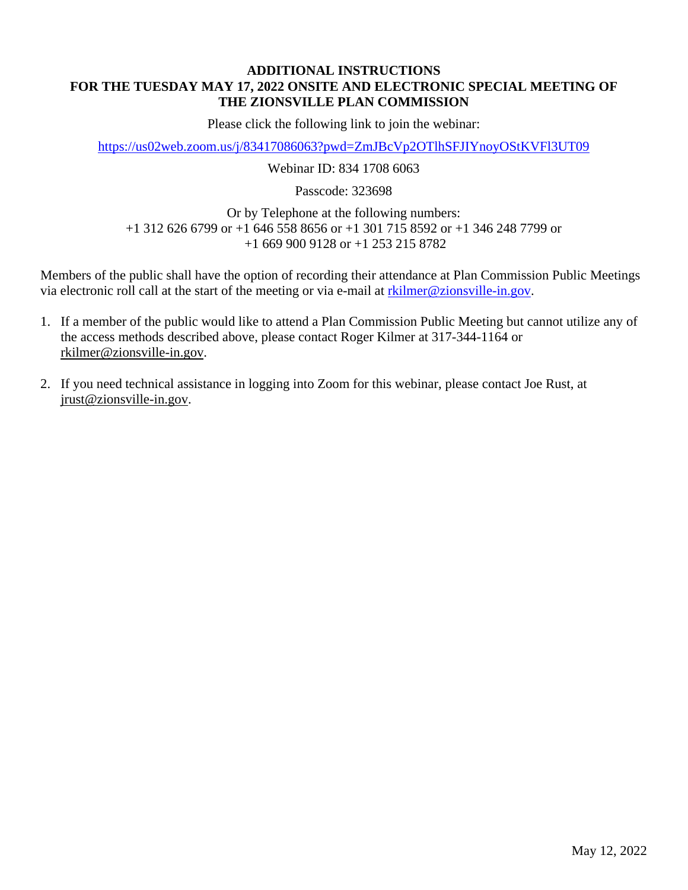**ADDITIONAL INSTRUCTIONS**
**FOR THE TUESDAY MAY 17, 2022 ONSITE AND ELECTRONIC SPECIAL MEETING OF THE ZIONSVILLE PLAN COMMISSION**

Please click the following link to join the webinar:

https://us02web.zoom.us/j/83417086063?pwd=ZmJBcVp2OTlhSFJIYnoyOStKVFl3UT09

Webinar ID: 834 1708 6063

Passcode: 323698

Or by Telephone at the following numbers:
+1 312 626 6799 or +1 646 558 8656 or +1 301 715 8592 or +1 346 248 7799 or
+1 669 900 9128 or +1 253 215 8782

Members of the public shall have the option of recording their attendance at Plan Commission Public Meetings via electronic roll call at the start of the meeting or via e-mail at rkilmer@zionsville-in.gov.

1. If a member of the public would like to attend a Plan Commission Public Meeting but cannot utilize any of the access methods described above, please contact Roger Kilmer at 317-344-1164 or rkilmer@zionsville-in.gov.

2. If you need technical assistance in logging into Zoom for this webinar, please contact Joe Rust, at jrust@zionsville-in.gov.

May 12, 2022